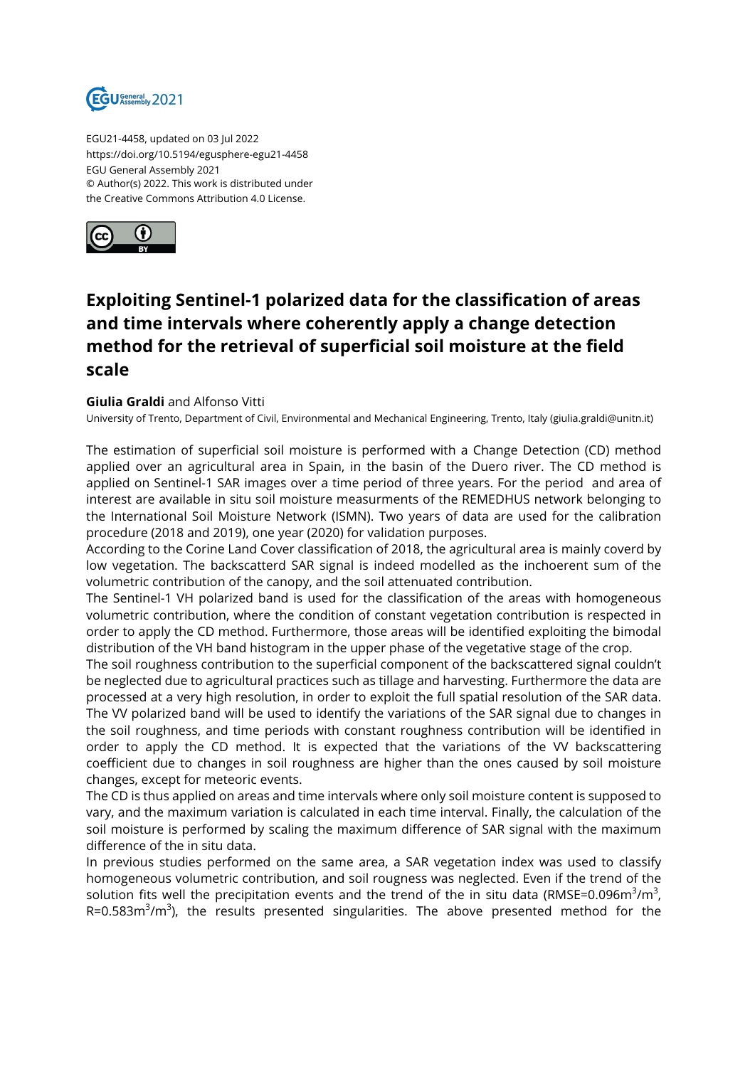EGU21-4458, updated on 03 Jul 2022
https://doi.org/10.5194/egusphere-egu21-4458
EGU General Assembly 2021
© Author(s) 2022. This work is distributed under
the Creative Commons Attribution 4.0 License.

# Exploiting Sentinel-1 polarized data for the classification of areas and time intervals where coherently apply a change detection method for the retrieval of superficial soil moisture at the field scale

**Giulia Graldi** and Alfonso Vitti

University of Trento, Department of Civil, Environmental and Mechanical Engineering, Trento, Italy (giulia.graldi@unitn.it)

The estimation of superficial soil moisture is performed with a Change Detection (CD) method applied over an agricultural area in Spain, in the basin of the Duero river. The CD method is applied on Sentinel-1 SAR images over a time period of three years. For the period and area of interest are available in situ soil moisture measurments of the REMEDHUS network belonging to the International Soil Moisture Network (ISMN). Two years of data are used for the calibration procedure (2018 and 2019), one year (2020) for validation purposes.
According to the Corine Land Cover classification of 2018, the agricultural area is mainly coverd by low vegetation. The backscatterd SAR signal is indeed modelled as the inchoerent sum of the volumetric contribution of the canopy, and the soil attenuated contribution.
The Sentinel-1 VH polarized band is used for the classification of the areas with homogeneous volumetric contribution, where the condition of constant vegetation contribution is respected in order to apply the CD method. Furthermore, those areas will be identified exploiting the bimodal distribution of the VH band histogram in the upper phase of the vegetative stage of the crop.
The soil roughness contribution to the superficial component of the backscattered signal couldn't be neglected due to agricultural practices such as tillage and harvesting. Furthermore the data are processed at a very high resolution, in order to exploit the full spatial resolution of the SAR data. The VV polarized band will be used to identify the variations of the SAR signal due to changes in the soil roughness, and time periods with constant roughness contribution will be identified in order to apply the CD method. It is expected that the variations of the VV backscattering coefficient due to changes in soil roughness are higher than the ones caused by soil moisture changes, except for meteoric events.
The CD is thus applied on areas and time intervals where only soil moisture content is supposed to vary, and the maximum variation is calculated in each time interval. Finally, the calculation of the soil moisture is performed by scaling the maximum difference of SAR signal with the maximum difference of the in situ data.
In previous studies performed on the same area, a SAR vegetation index was used to classify homogeneous volumetric contribution, and soil rougness was neglected. Even if the trend of the solution fits well the precipitation events and the trend of the in situ data (RMSE=0.096$m^3/m^3$, R=0.583$m^3/m^3$), the results presented singularities. The above presented method for the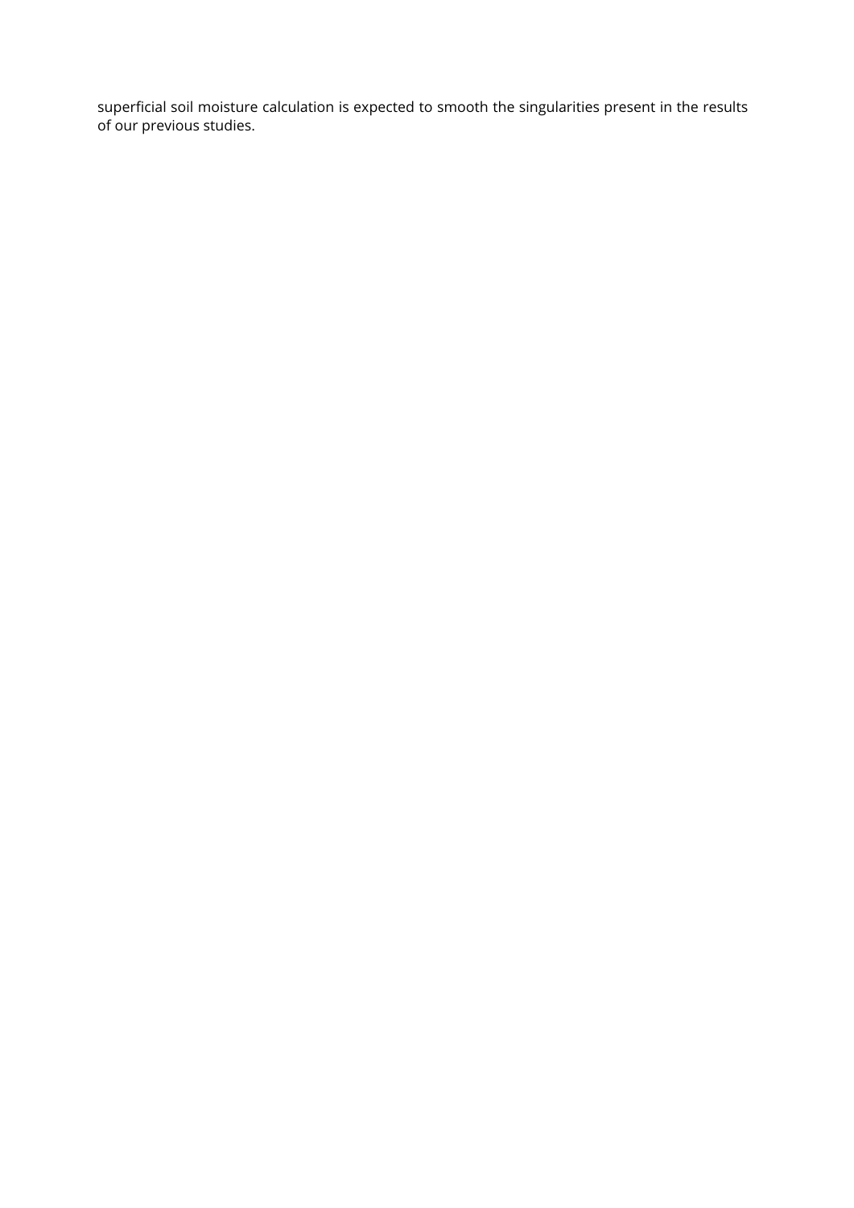superficial soil moisture calculation is expected to smooth the singularities present in the results of our previous studies.